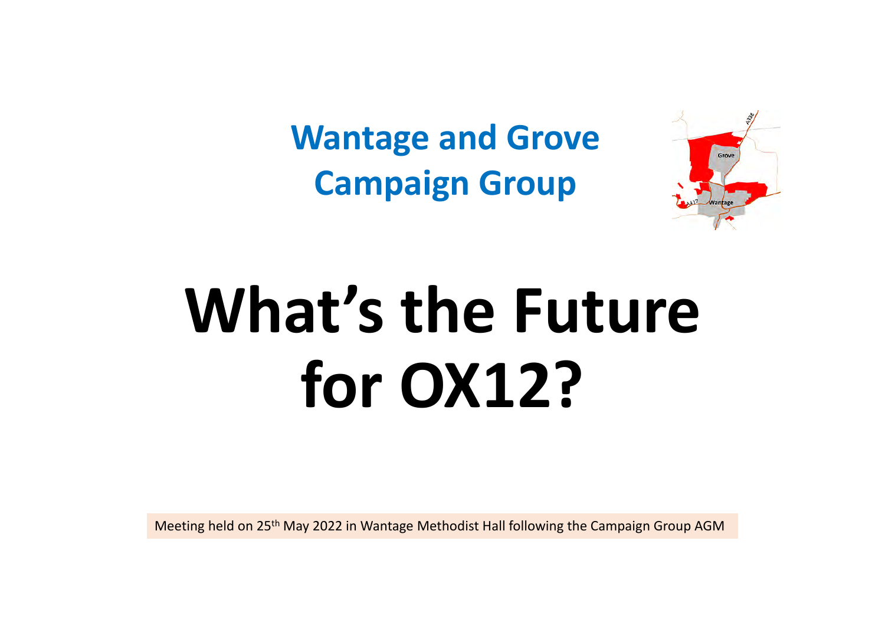## Wantage and Grove Campaign Group

# What's the Future for OX12?

Meeting held on 25th May 2022 in Wantage Methodist Hall following the Campaign Group AGM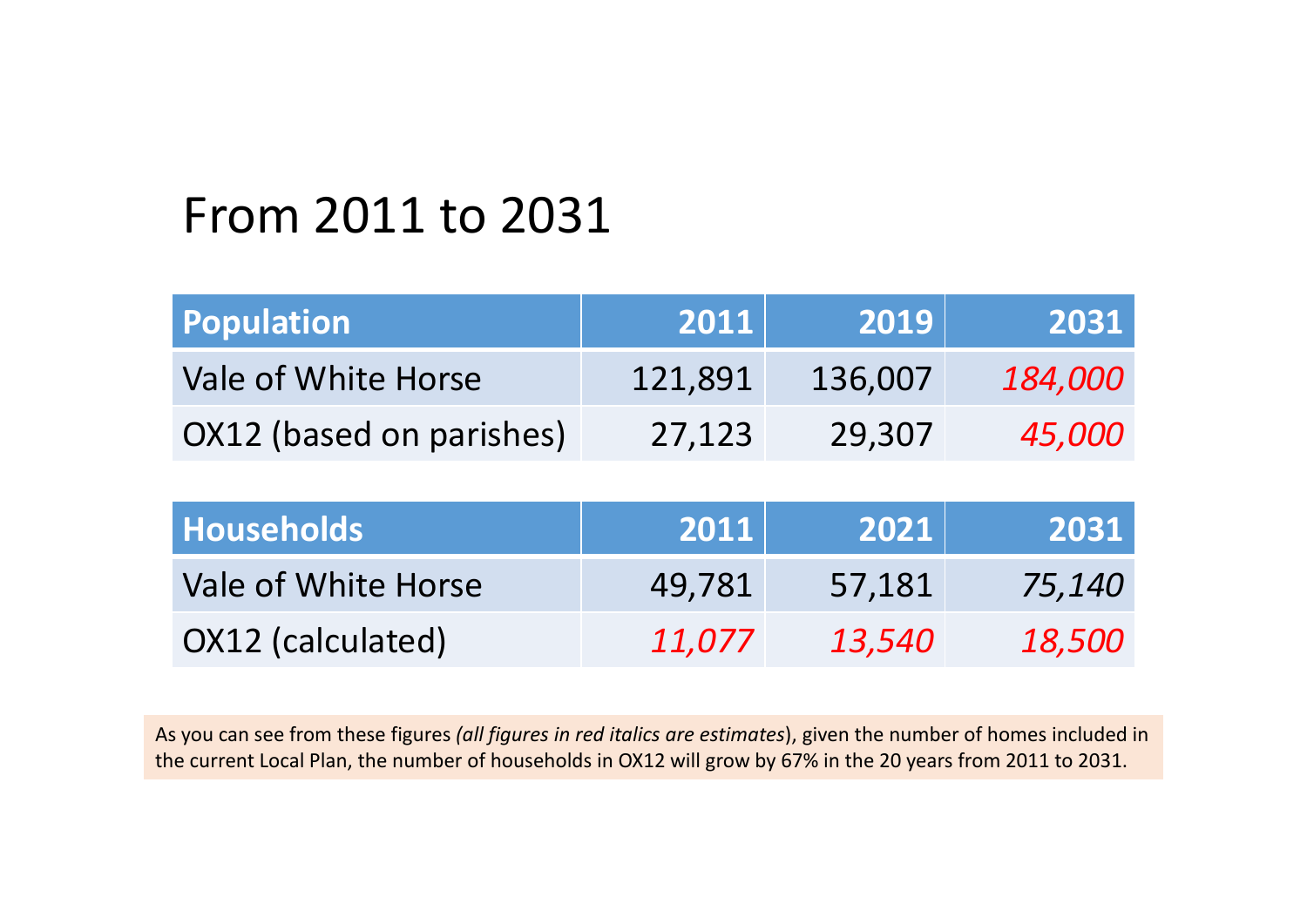# From 2011 to 2031

| **Population** | **2011** | **2019** | **2031** |
|---|---|---|---|
| Vale of White Horse | 121,891 | 136,007 | *184,000* |
| OX12 (based on parishes) | 27,123 | 29,307 | *45,000* |

| **Households** | **2011** | **2021** | **2031** |
|---|---|---|---|
| Vale of White Horse | 49,781 | 57,181 | *75,140* |
| OX12 (calculated) | *11,077* | *13,540* | *18,500* |

As you can see from these figures *(all figures in red italics are estimates)*, given the number of homes included in the current Local Plan, the number of households in OX12 will grow by 67% in the 20 years from 2011 to 2031.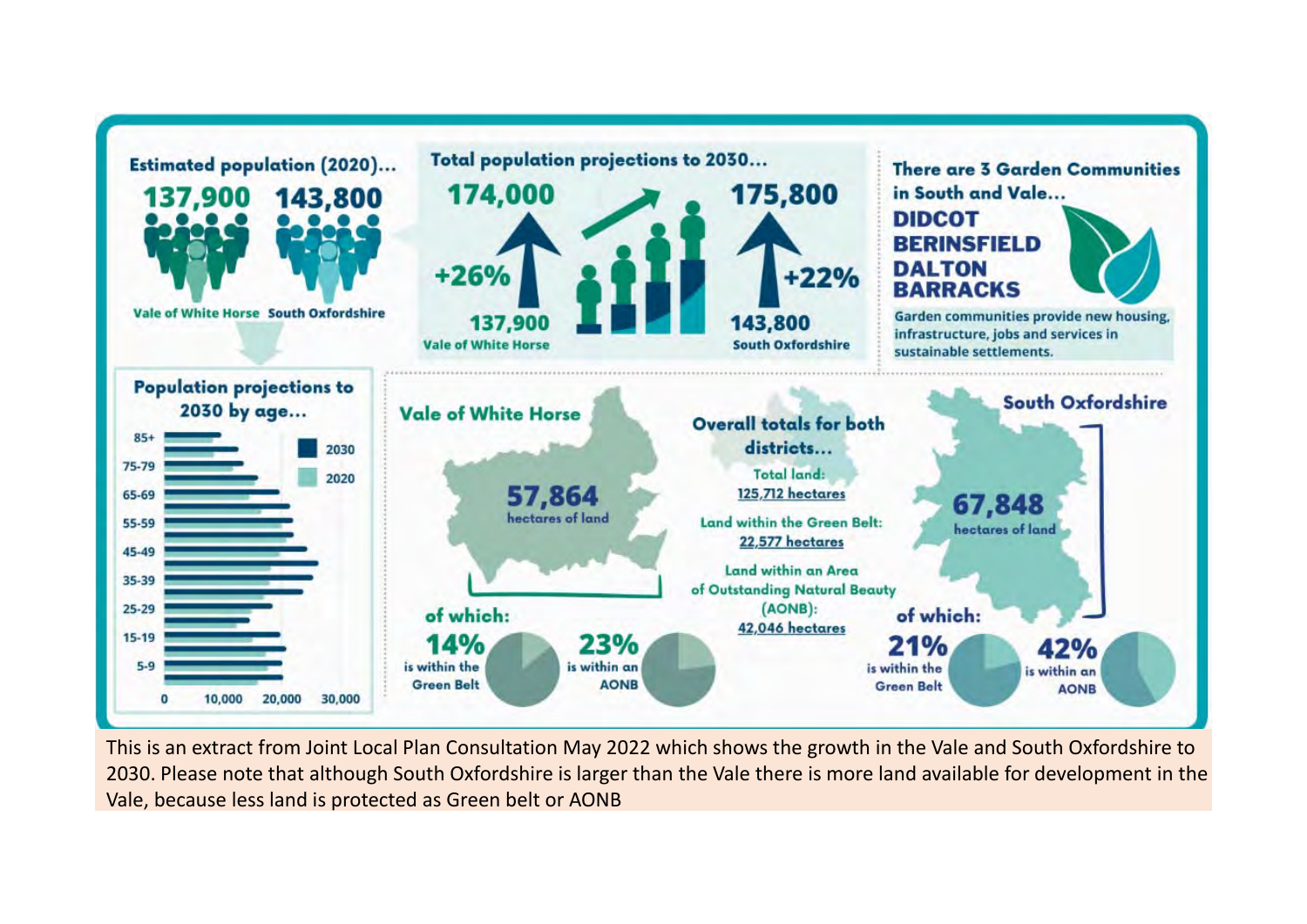## Estimated population (2020)...

**137,900** Vale of White Horse

**143,800** South Oxfordshire

## Total population projections to 2030...

Vale of White Horse: 137,900 → **174,000** (+26%)

South Oxfordshire: 143,800 → **175,800** (+22%)

## There are 3 Garden Communities in South and Vale...

**DIDCOT**
**BERINSFIELD**
**DALTON BARRACKS**

Garden communities provide new housing, infrastructure, jobs and services in sustainable settlements.

## Population projections to 2030 by age...

85+, 75-79, 65-69, 55-59, 45-49, 35-39, 25-29, 15-19, 5-9

2030 | 2020

0 | 10,000 | 20,000 | 30,000

## Vale of White Horse

**57,864** hectares of land

of which:

**14%** is within the Green Belt

**23%** is within an AONB

## Overall totals for both districts...

Total land: 125,712 hectares

Land within the Green Belt: 22,577 hectares

Land within an Area of Outstanding Natural Beauty (AONB): 42,046 hectares

## South Oxfordshire

**67,848** hectares of land

of which:

**21%** is within the Green Belt

**42%** is within an AONB

This is an extract from Joint Local Plan Consultation May 2022 which shows the growth in the Vale and South Oxfordshire to 2030. Please note that although South Oxfordshire is larger than the Vale there is more land available for development in the Vale, because less land is protected as Green belt or AONB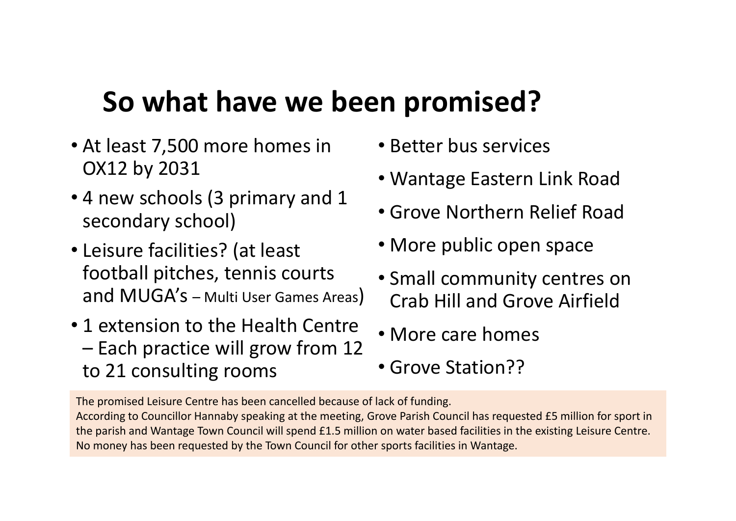# So what have we been promised?

- At least 7,500 more homes in OX12 by 2031
- 4 new schools (3 primary and 1 secondary school)
- Leisure facilities? (at least football pitches, tennis courts and MUGA's – Multi User Games Areas)
- 1 extension to the Health Centre – Each practice will grow from 12 to 21 consulting rooms
- Better bus services
- Wantage Eastern Link Road
- Grove Northern Relief Road
- More public open space
- Small community centres on Crab Hill and Grove Airfield
- More care homes
- Grove Station??

The promised Leisure Centre has been cancelled because of lack of funding.
According to Councillor Hannaby speaking at the meeting, Grove Parish Council has requested £5 million for sport in the parish and Wantage Town Council will spend £1.5 million on water based facilities in the existing Leisure Centre. No money has been requested by the Town Council for other sports facilities in Wantage.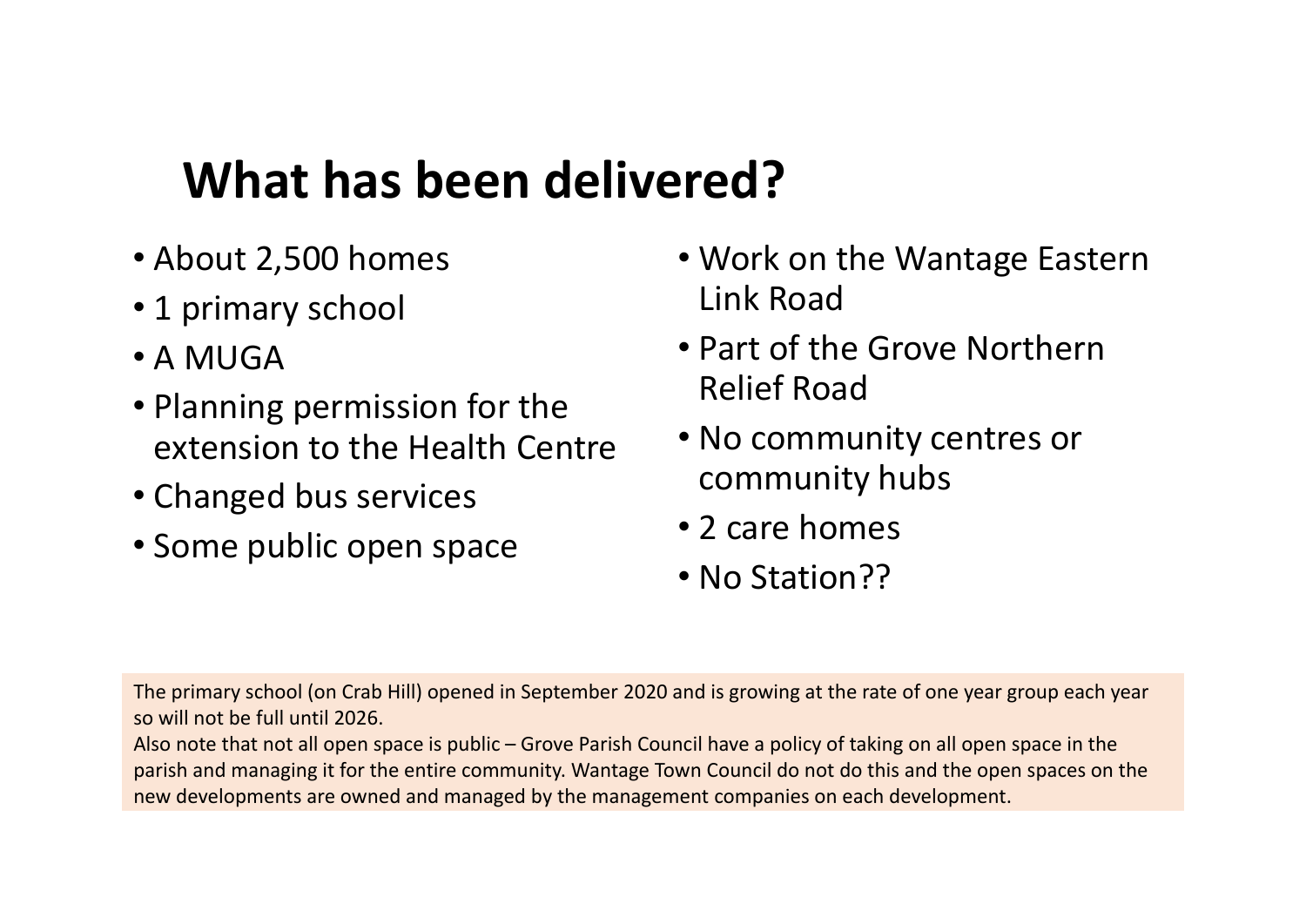# What has been delivered?

- About 2,500 homes
- 1 primary school
- A MUGA
- Planning permission for the extension to the Health Centre
- Changed bus services
- Some public open space
- Work on the Wantage Eastern Link Road
- Part of the Grove Northern Relief Road
- No community centres or community hubs
- 2 care homes
- No Station??

The primary school (on Crab Hill) opened in September 2020 and is growing at the rate of one year group each year so will not be full until 2026.
Also note that not all open space is public – Grove Parish Council have a policy of taking on all open space in the parish and managing it for the entire community. Wantage Town Council do not do this and the open spaces on the new developments are owned and managed by the management companies on each development.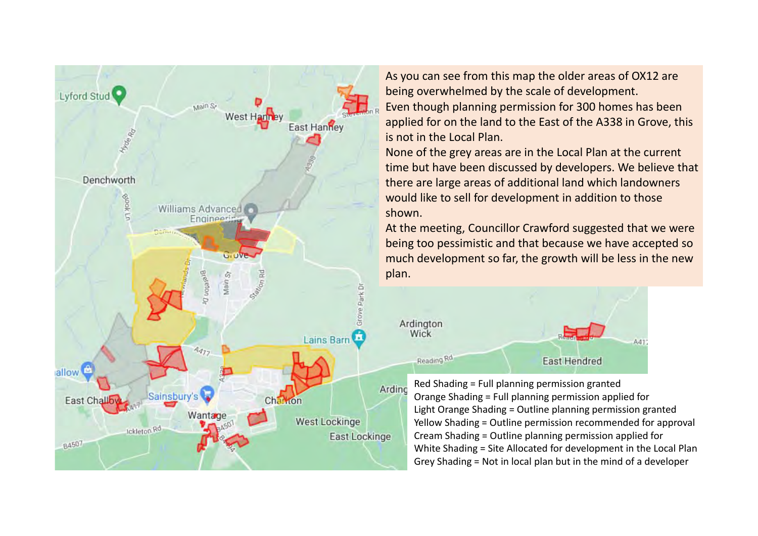As you can see from this map the older areas of OX12 are being overwhelmed by the scale of development.

Even though planning permission for 300 homes has been applied for on the land to the East of the A338 in Grove, this is not in the Local Plan.

None of the grey areas are in the Local Plan at the current time but have been discussed by developers. We believe that there are large areas of additional land which landowners would like to sell for development in addition to those shown.

At the meeting, Councillor Crawford suggested that we were being too pessimistic and that because we have accepted so much development so far, the growth will be less in the new plan.

Red Shading = Full planning permission granted
Orange Shading = Full planning permission applied for
Light Orange Shading = Outline planning permission granted
Yellow Shading = Outline permission recommended for approval
Cream Shading = Outline planning permission applied for
White Shading = Site Allocated for development in the Local Plan
Grey Shading = Not in local plan but in the mind of a developer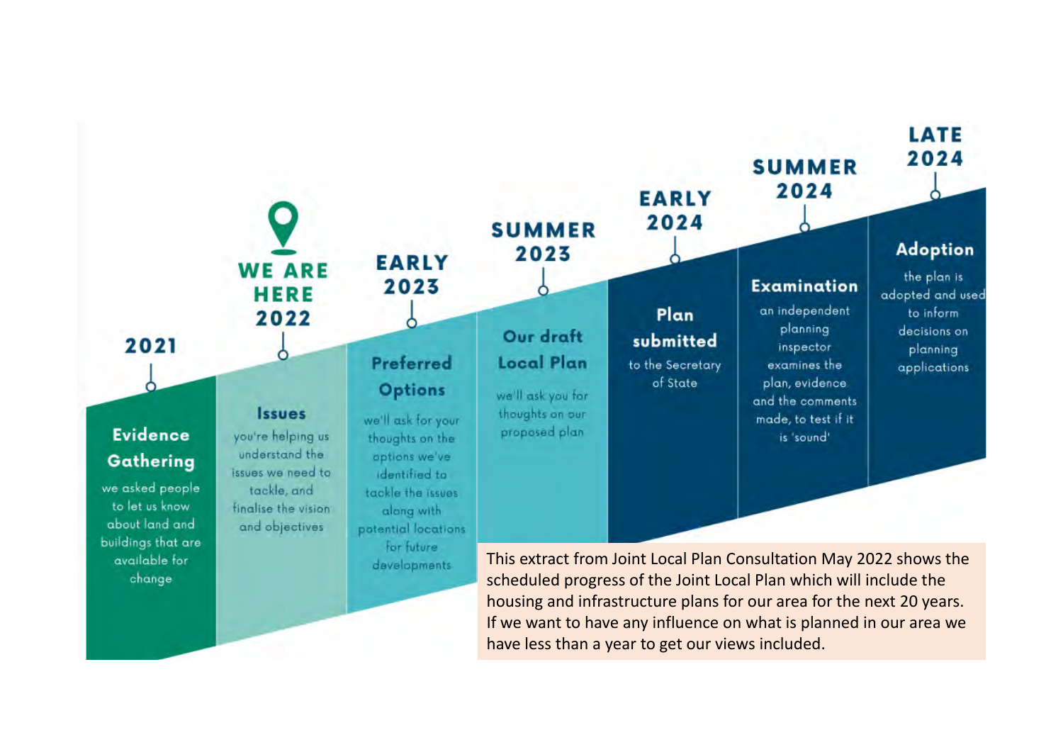**2021**

**Evidence Gathering**
we asked people to let us know about land and buildings that are available for change

**WE ARE HERE 2022**

**Issues**
you're helping us understand the issues we need to tackle, and finalise the vision and objectives

**EARLY 2023**

**Preferred Options**
we'll ask for your thoughts on the options we've identified to tackle the issues along with potential locations for future developments

**SUMMER 2023**

**Our draft Local Plan**
we'll ask you for thoughts on our proposed plan

**EARLY 2024**

**Plan submitted**
to the Secretary of State

**SUMMER 2024**

**Examination**
an independent planning inspector examines the plan, evidence and the comments made, to test if it is 'sound'

**LATE 2024**

**Adoption**
the plan is adopted and used to inform decisions on planning applications

This extract from Joint Local Plan Consultation May 2022 shows the scheduled progress of the Joint Local Plan which will include the housing and infrastructure plans for our area for the next 20 years. If we want to have any influence on what is planned in our area we have less than a year to get our views included.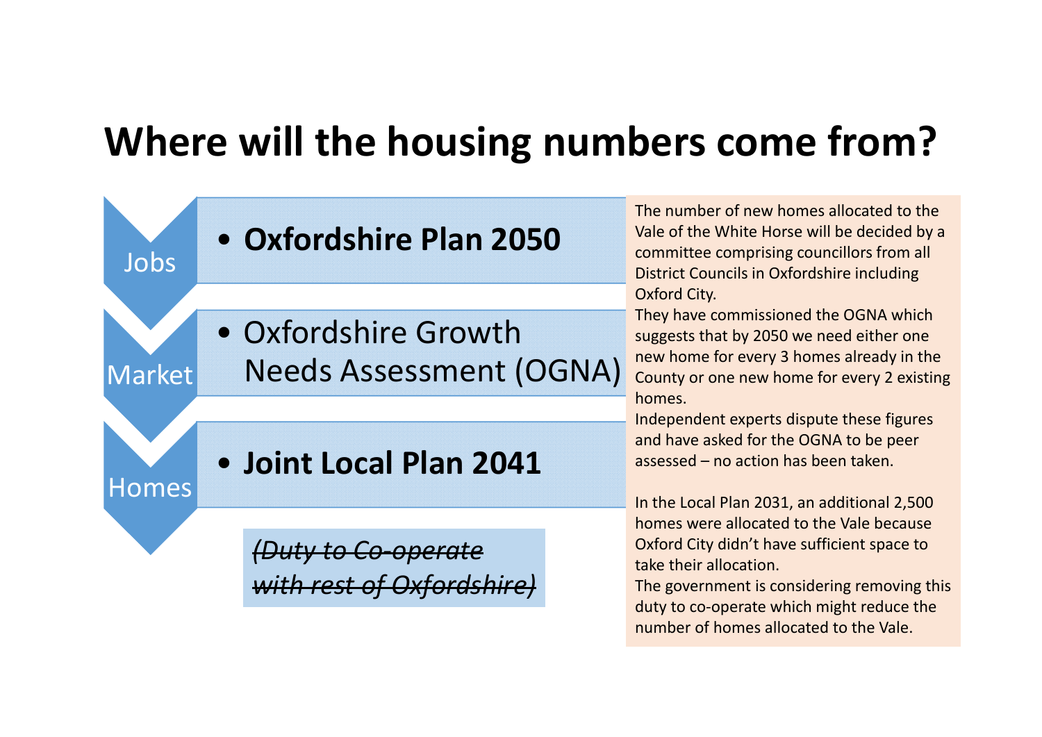# Where will the housing numbers come from?

- Jobs
  - **Oxfordshire Plan 2050**
- Market
  - Oxfordshire Growth Needs Assessment (OGNA)
- Homes
  - **Joint Local Plan 2041**

~~*(Duty to Co-operate with rest of Oxfordshire)*~~

The number of new homes allocated to the Vale of the White Horse will be decided by a committee comprising councillors from all District Councils in Oxfordshire including Oxford City.

They have commissioned the OGNA which suggests that by 2050 we need either one new home for every 3 homes already in the County or one new home for every 2 existing homes.

Independent experts dispute these figures and have asked for the OGNA to be peer assessed – no action has been taken.

In the Local Plan 2031, an additional 2,500 homes were allocated to the Vale because Oxford City didn't have sufficient space to take their allocation.

The government is considering removing this duty to co-operate which might reduce the number of homes allocated to the Vale.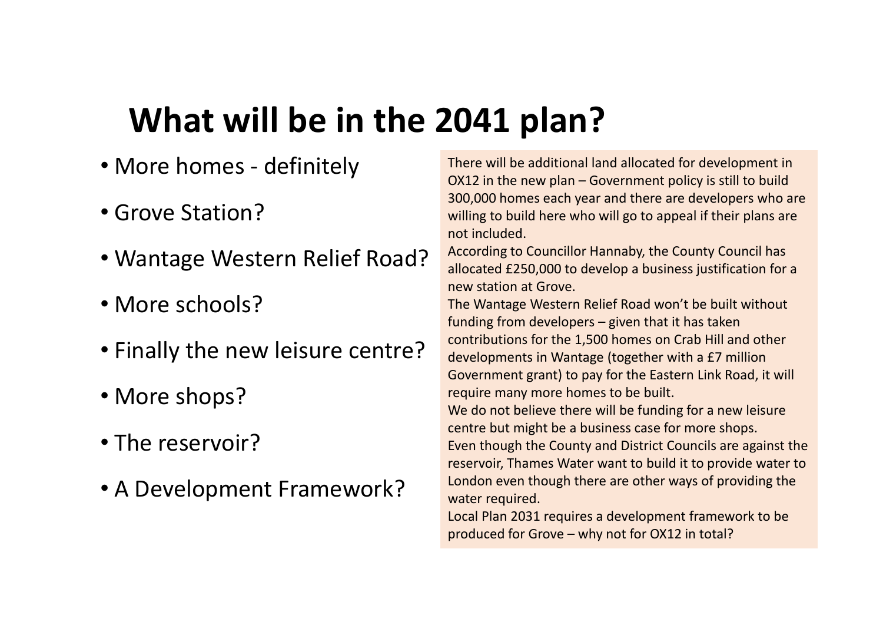# What will be in the 2041 plan?

- More homes - definitely
- Grove Station?
- Wantage Western Relief Road?
- More schools?
- Finally the new leisure centre?
- More shops?
- The reservoir?
- A Development Framework?

There will be additional land allocated for development in OX12 in the new plan – Government policy is still to build 300,000 homes each year and there are developers who are willing to build here who will go to appeal if their plans are not included.

According to Councillor Hannaby, the County Council has allocated £250,000 to develop a business justification for a new station at Grove.

The Wantage Western Relief Road won't be built without funding from developers – given that it has taken contributions for the 1,500 homes on Crab Hill and other developments in Wantage (together with a £7 million Government grant) to pay for the Eastern Link Road, it will require many more homes to be built.

We do not believe there will be funding for a new leisure centre but might be a business case for more shops.

Even though the County and District Councils are against the reservoir, Thames Water want to build it to provide water to London even though there are other ways of providing the water required.

Local Plan 2031 requires a development framework to be produced for Grove – why not for OX12 in total?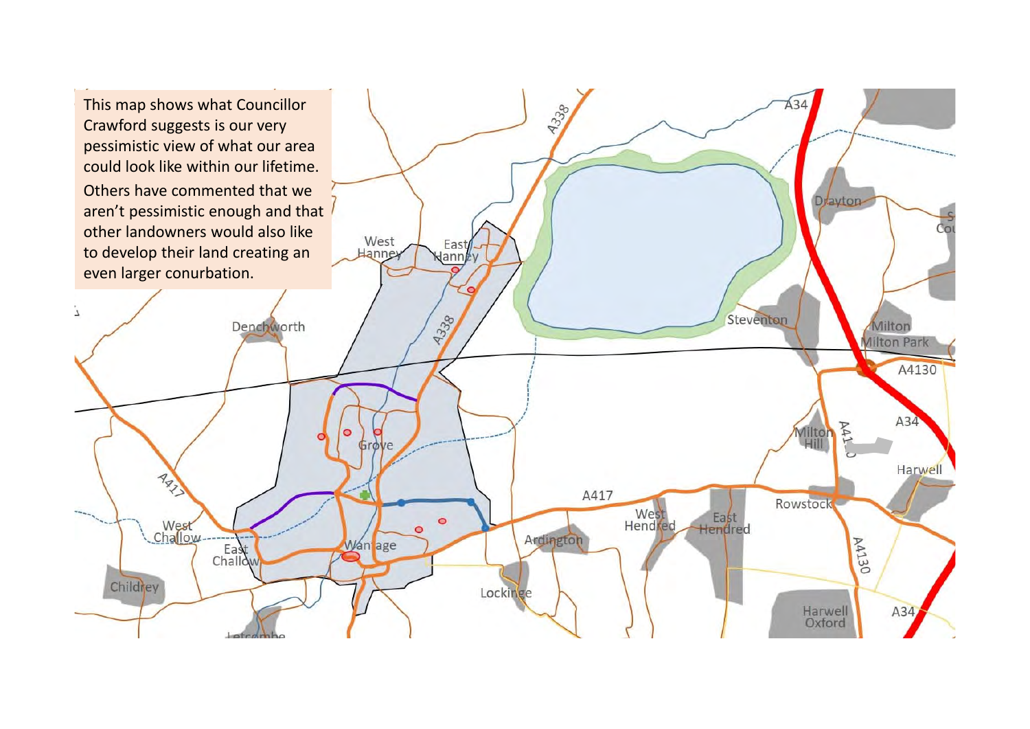This map shows what Councillor Crawford suggests is our very pessimistic view of what our area could look like within our lifetime.

Others have commented that we aren't pessimistic enough and that other landowners would also like to develop their land creating an even larger conurbation.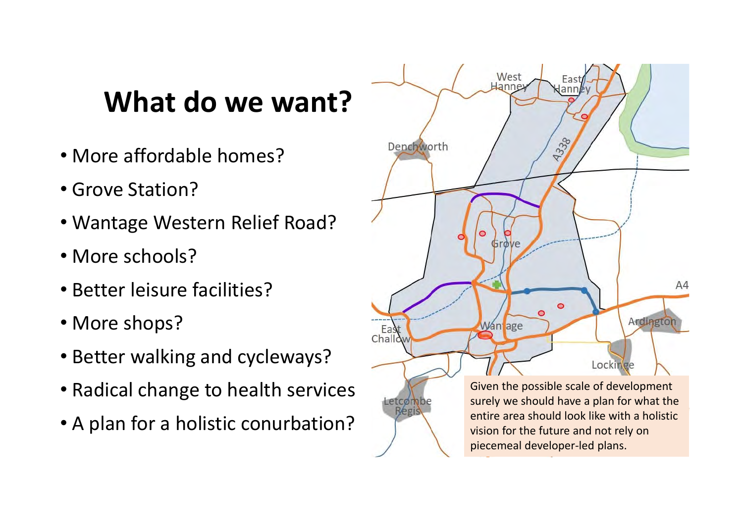# What do we want?

- More affordable homes?
- Grove Station?
- Wantage Western Relief Road?
- More schools?
- Better leisure facilities?
- More shops?
- Better walking and cycleways?
- Radical change to health services
- A plan for a holistic conurbation?

Given the possible scale of development surely we should have a plan for what the entire area should look like with a holistic vision for the future and not rely on piecemeal developer-led plans.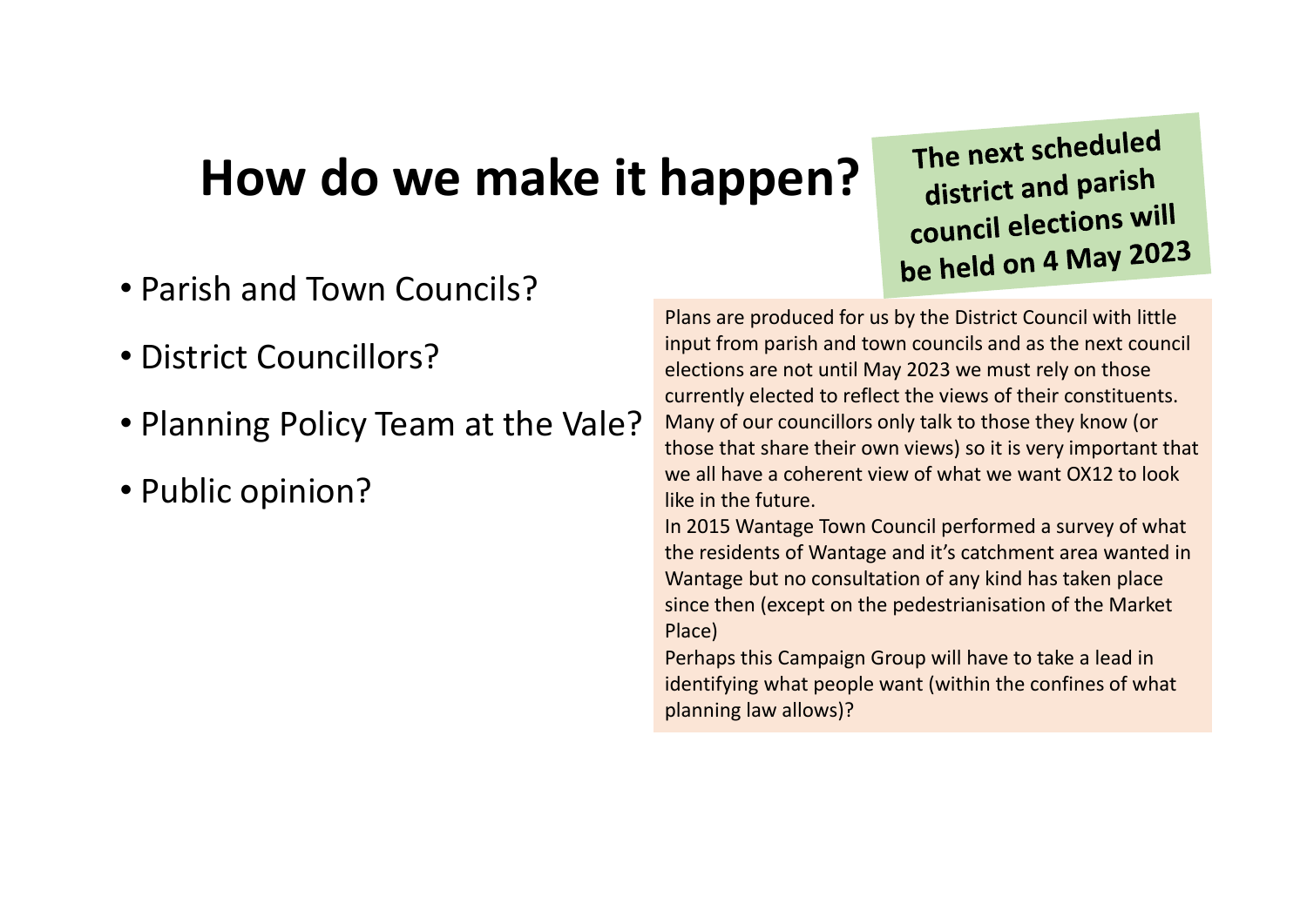# How do we make it happen?

**The next scheduled district and parish council elections will be held on 4 May 2023**

- Parish and Town Councils?
- District Councillors?
- Planning Policy Team at the Vale?
- Public opinion?

Plans are produced for us by the District Council with little input from parish and town councils and as the next council elections are not until May 2023 we must rely on those currently elected to reflect the views of their constituents. Many of our councillors only talk to those they know (or those that share their own views) so it is very important that we all have a coherent view of what we want OX12 to look like in the future.

In 2015 Wantage Town Council performed a survey of what the residents of Wantage and it's catchment area wanted in Wantage but no consultation of any kind has taken place since then (except on the pedestrianisation of the Market Place)

Perhaps this Campaign Group will have to take a lead in identifying what people want (within the confines of what planning law allows)?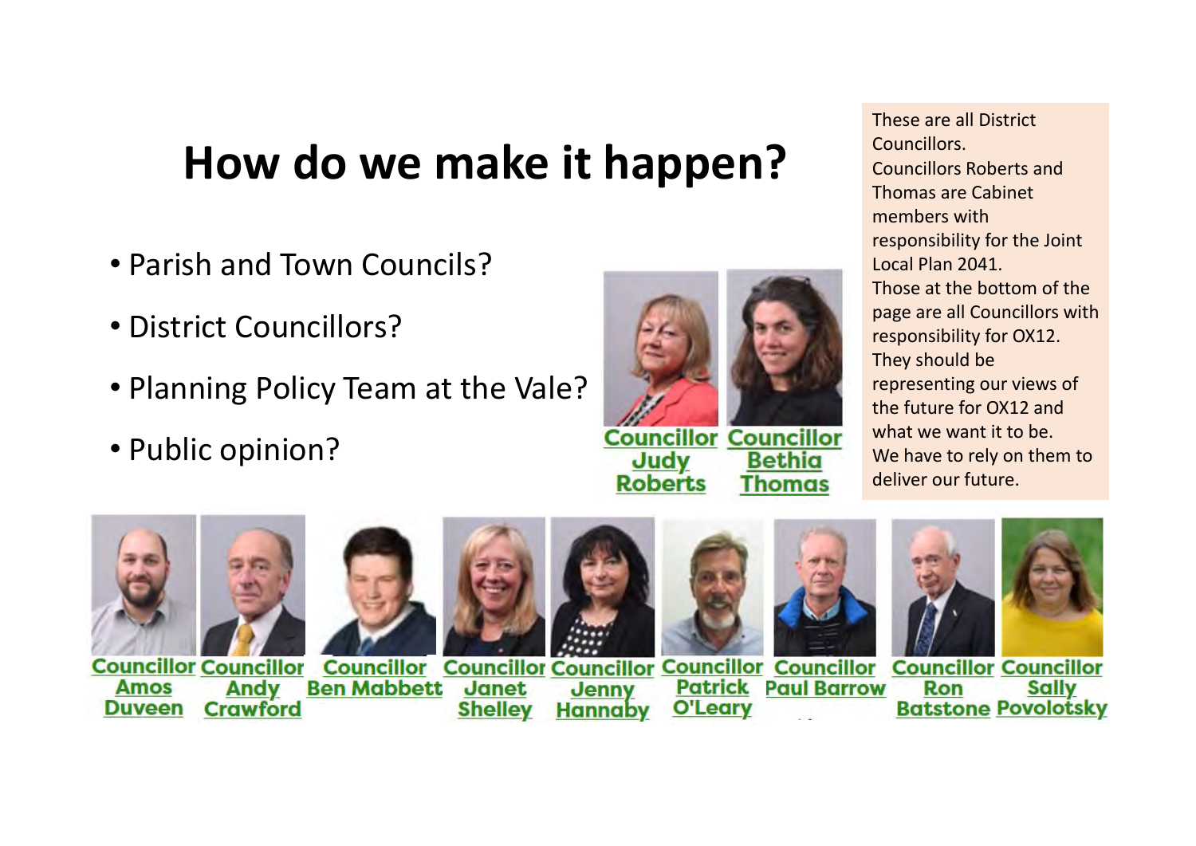# How do we make it happen?

- Parish and Town Councils?
- District Councillors?
- Planning Policy Team at the Vale?
- Public opinion?

Councillor Judy Roberts

Councillor Bethia Thomas

These are all District Councillors.
Councillors Roberts and Thomas are Cabinet members with responsibility for the Joint Local Plan 2041.
Those at the bottom of the page are all Councillors with responsibility for OX12.
They should be representing our views of the future for OX12 and what we want it to be.
We have to rely on them to deliver our future.

Councillor Amos Duveen

Councillor Andy Crawford

Councillor Ben Mabbett

Councillor Janet Shelley

Councillor Jenny Hannaby

Councillor Patrick O'Leary

Councillor Paul Barrow

Councillor Ron Batstone

Councillor Sally Povolotsky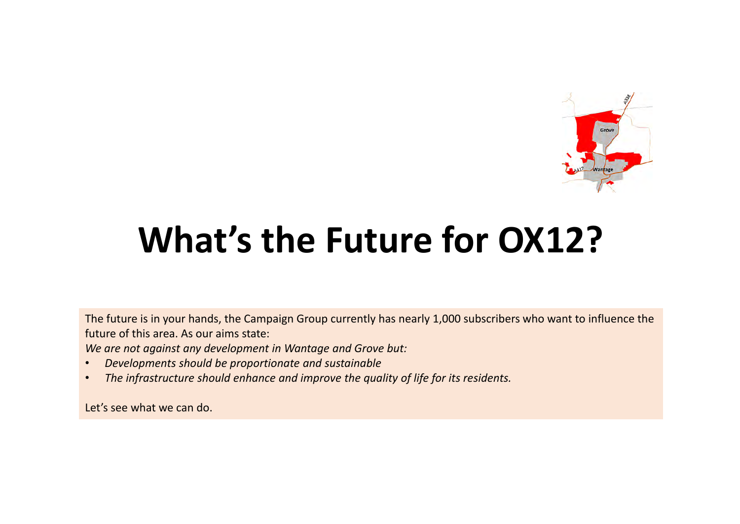# What's the Future for OX12?

The future is in your hands, the Campaign Group currently has nearly 1,000 subscribers who want to influence the future of this area. As our aims state:

*We are not against any development in Wantage and Grove but:*

- *Developments should be proportionate and sustainable*
- *The infrastructure should enhance and improve the quality of life for its residents.*

Let's see what we can do.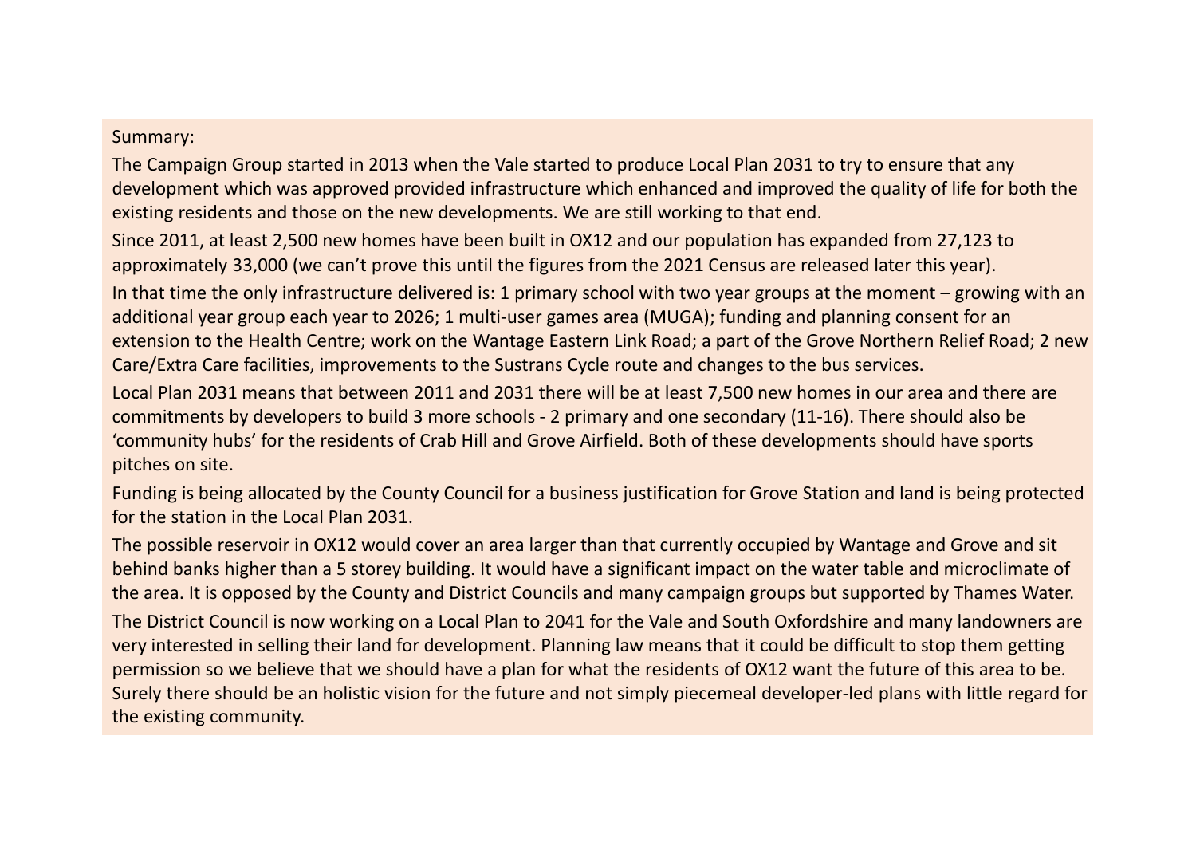Summary:

The Campaign Group started in 2013 when the Vale started to produce Local Plan 2031 to try to ensure that any development which was approved provided infrastructure which enhanced and improved the quality of life for both the existing residents and those on the new developments. We are still working to that end.

Since 2011, at least 2,500 new homes have been built in OX12 and our population has expanded from 27,123 to approximately 33,000 (we can't prove this until the figures from the 2021 Census are released later this year).

In that time the only infrastructure delivered is: 1 primary school with two year groups at the moment – growing with an additional year group each year to 2026; 1 multi-user games area (MUGA); funding and planning consent for an extension to the Health Centre; work on the Wantage Eastern Link Road; a part of the Grove Northern Relief Road; 2 new Care/Extra Care facilities, improvements to the Sustrans Cycle route and changes to the bus services.

Local Plan 2031 means that between 2011 and 2031 there will be at least 7,500 new homes in our area and there are commitments by developers to build 3 more schools - 2 primary and one secondary (11-16). There should also be 'community hubs' for the residents of Crab Hill and Grove Airfield. Both of these developments should have sports pitches on site.

Funding is being allocated by the County Council for a business justification for Grove Station and land is being protected for the station in the Local Plan 2031.

The possible reservoir in OX12 would cover an area larger than that currently occupied by Wantage and Grove and sit behind banks higher than a 5 storey building. It would have a significant impact on the water table and microclimate of the area. It is opposed by the County and District Councils and many campaign groups but supported by Thames Water.

The District Council is now working on a Local Plan to 2041 for the Vale and South Oxfordshire and many landowners are very interested in selling their land for development. Planning law means that it could be difficult to stop them getting permission so we believe that we should have a plan for what the residents of OX12 want the future of this area to be. Surely there should be an holistic vision for the future and not simply piecemeal developer-led plans with little regard for the existing community.